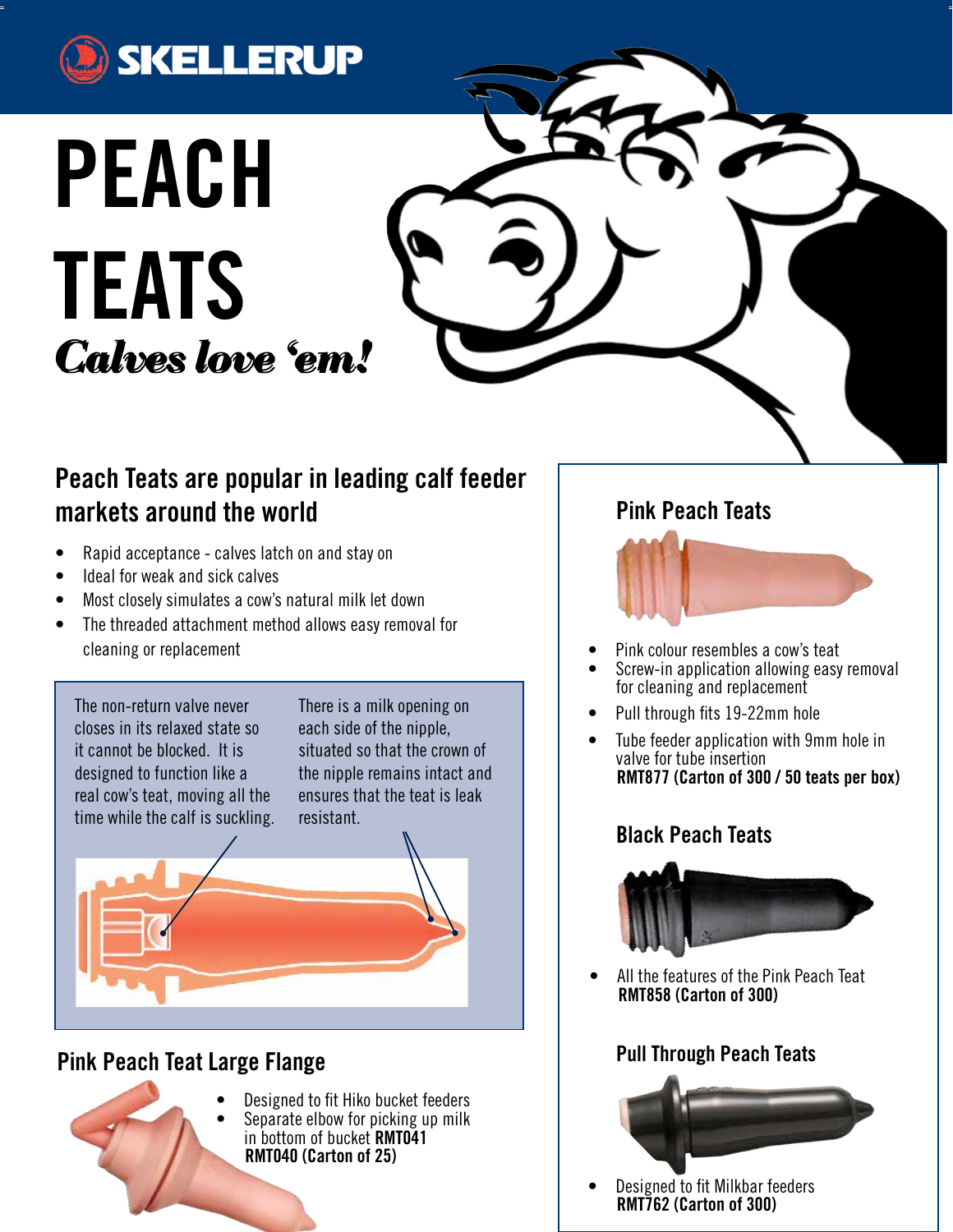SKELLERUP

# PEACH TEATS

*Calves love 'em!*

## Peach Teats are popular in leading calf feeder markets around the world

- Rapid acceptance - calves latch on and stay on
- Ideal for weak and sick calves
- Most closely simulates a cow's natural milk let down
- The threaded attachment method allows easy removal for cleaning or replacement

The non-return valve never closes in its relaxed state so it cannot be blocked. It is designed to function like a real cow's teat, moving all the time while the calf is suckling.

There is a milk opening on each side of the nipple, situated so that the crown of the nipple remains intact and ensures that the teat is leak resistant.

## Pink Peach Teat Large Flange

- Designed to fit Hiko bucket feeders
- Separate elbow for picking up milk in bottom of bucket **RMT041**

**RMT040 (Carton of 25)**

## Pink Peach Teats

- Pink colour resembles a cow's teat
- Screw-in application allowing easy removal for cleaning and replacement
- Pull through fits 19-22mm hole
- Tube feeder application with 9mm hole in valve for tube insertion

**RMT877 (Carton of 300 / 50 teats per box)**

## Black Peach Teats

- All the features of the Pink Peach Teat

**RMT858 (Carton of 300)**

## Pull Through Peach Teats

- Designed to fit Milkbar feeders

**RMT762 (Carton of 300)**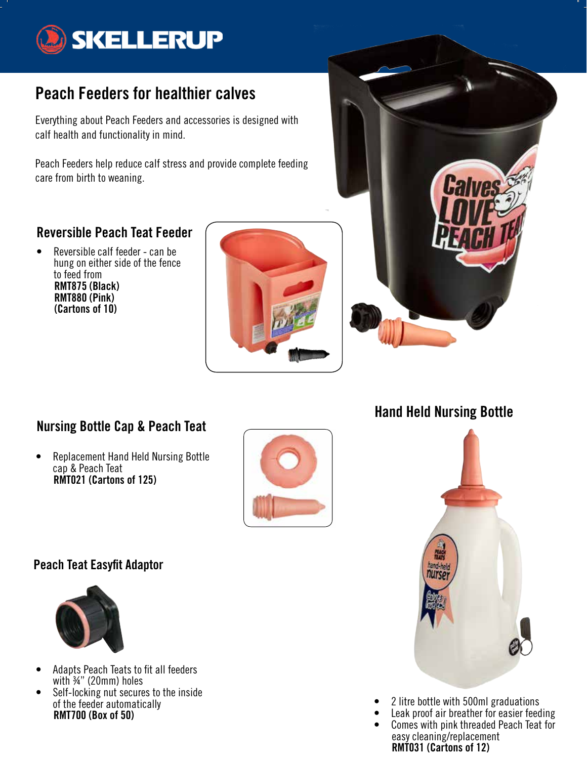SKELLERUP

# Peach Feeders for healthier calves

Everything about Peach Feeders and accessories is designed with calf health and functionality in mind.

Peach Feeders help reduce calf stress and provide complete feeding care from birth to weaning.

## Reversible Peach Teat Feeder

- Reversible calf feeder - can be hung on either side of the fence to feed from
  **RMT875 (Black)**
  **RMT880 (Pink)**
  **(Cartons of 10)**

## Nursing Bottle Cap & Peach Teat

- Replacement Hand Held Nursing Bottle cap & Peach Teat
  **RMT021 (Cartons of 125)**

## Peach Teat Easyfit Adaptor

- Adapts Peach Teats to fit all feeders with ¾" (20mm) holes
- Self-locking nut secures to the inside of the feeder automatically
  **RMT700 (Box of 50)**

## Hand Held Nursing Bottle

- 2 litre bottle with 500ml graduations
- Leak proof air breather for easier feeding
- Comes with pink threaded Peach Teat for easy cleaning/replacement
  **RMT031 (Cartons of 12)**